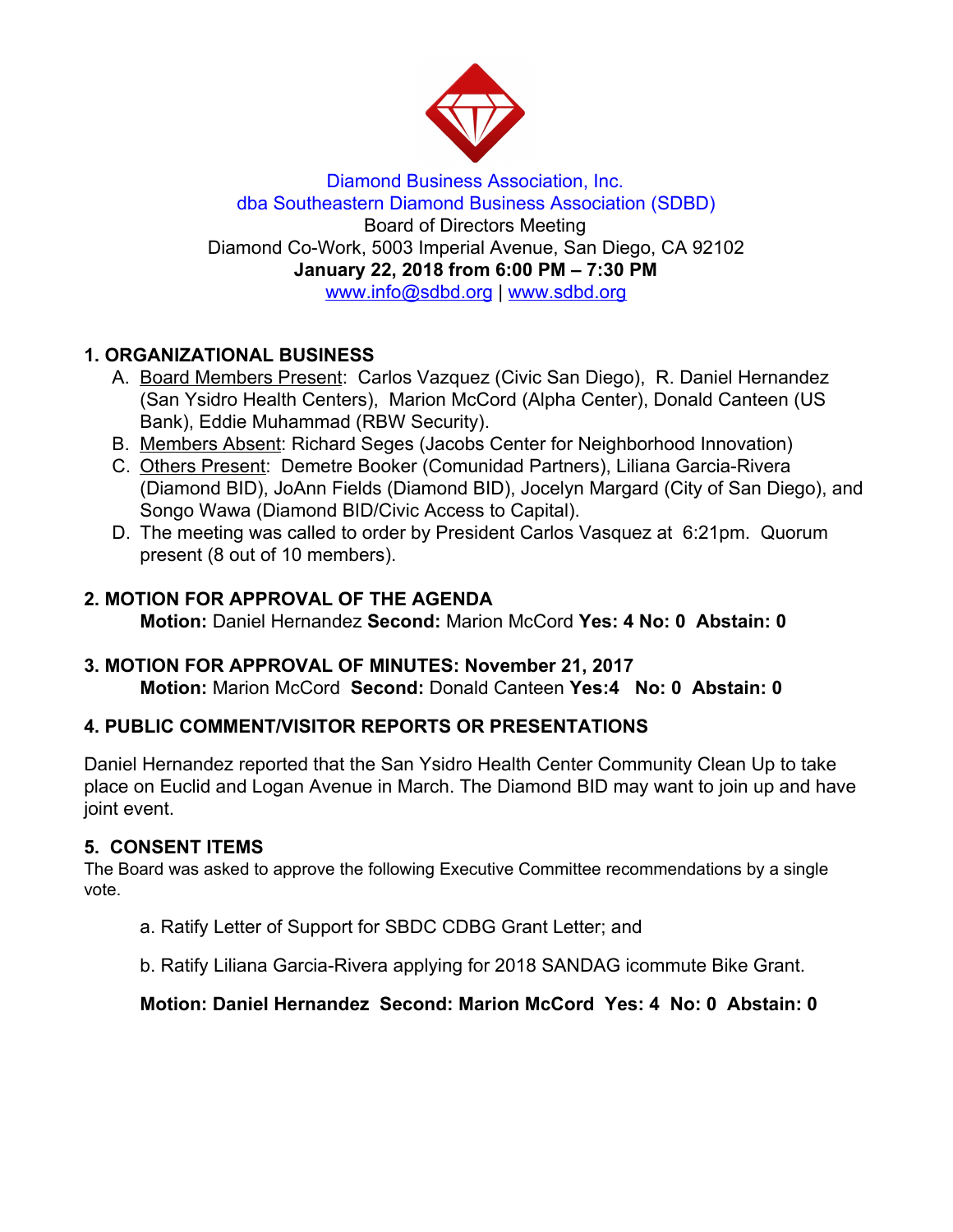Diamond Business Association, Inc.
dba Southeastern Diamond Business Association (SDBD)
Board of Directors Meeting
Diamond Co-Work, 5003 Imperial Avenue, San Diego, CA 92102
**January 22, 2018 from 6:00 PM – 7:30 PM**
www.info@sdbd.org | www.sdbd.org

## 1. ORGANIZATIONAL BUSINESS

A. Board Members Present: Carlos Vazquez (Civic San Diego), R. Daniel Hernandez (San Ysidro Health Centers), Marion McCord (Alpha Center), Donald Canteen (US Bank), Eddie Muhammad (RBW Security).
B. Members Absent: Richard Seges (Jacobs Center for Neighborhood Innovation)
C. Others Present: Demetre Booker (Comunidad Partners), Liliana Garcia-Rivera (Diamond BID), JoAnn Fields (Diamond BID), Jocelyn Margard (City of San Diego), and Songo Wawa (Diamond BID/Civic Access to Capital).
D. The meeting was called to order by President Carlos Vasquez at 6:21pm. Quorum present (8 out of 10 members).

## 2. MOTION FOR APPROVAL OF THE AGENDA

**Motion:** Daniel Hernandez **Second:** Marion McCord **Yes: 4 No: 0 Abstain: 0**

## 3. MOTION FOR APPROVAL OF MINUTES: November 21, 2017

**Motion:** Marion McCord **Second:** Donald Canteen **Yes:4 No: 0 Abstain: 0**

## 4. PUBLIC COMMENT/VISITOR REPORTS OR PRESENTATIONS

Daniel Hernandez reported that the San Ysidro Health Center Community Clean Up to take place on Euclid and Logan Avenue in March. The Diamond BID may want to join up and have joint event.

## 5. CONSENT ITEMS

The Board was asked to approve the following Executive Committee recommendations by a single vote.

a. Ratify Letter of Support for SBDC CDBG Grant Letter; and

b. Ratify Liliana Garcia-Rivera applying for 2018 SANDAG icommute Bike Grant.

**Motion: Daniel Hernandez Second: Marion McCord Yes: 4 No: 0 Abstain: 0**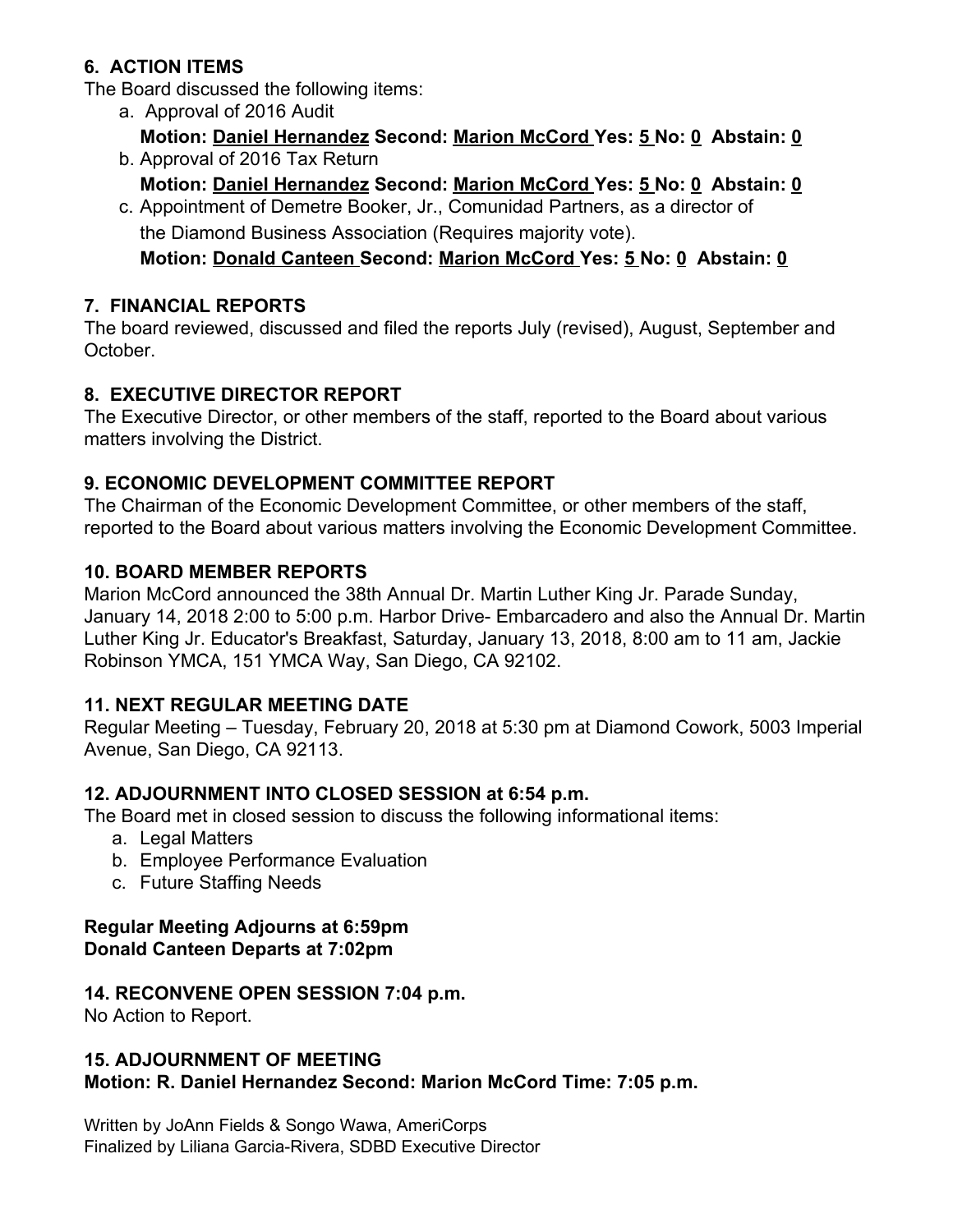### 6. ACTION ITEMS

The Board discussed the following items:

a. Approval of 2016 Audit
   **Motion: Daniel Hernandez Second: Marion McCord Yes: 5 No: 0 Abstain: 0**

b. Approval of 2016 Tax Return
   **Motion: Daniel Hernandez Second: Marion McCord Yes: 5 No: 0 Abstain: 0**

c. Appointment of Demetre Booker, Jr., Comunidad Partners, as a director of the Diamond Business Association (Requires majority vote).
   **Motion: Donald Canteen Second: Marion McCord Yes: 5 No: 0 Abstain: 0**

### 7. FINANCIAL REPORTS

The board reviewed, discussed and filed the reports July (revised), August, September and October.

### 8. EXECUTIVE DIRECTOR REPORT

The Executive Director, or other members of the staff, reported to the Board about various matters involving the District.

### 9. ECONOMIC DEVELOPMENT COMMITTEE REPORT

The Chairman of the Economic Development Committee, or other members of the staff, reported to the Board about various matters involving the Economic Development Committee.

### 10. BOARD MEMBER REPORTS

Marion McCord announced the 38th Annual Dr. Martin Luther King Jr. Parade Sunday, January 14, 2018 2:00 to 5:00 p.m. Harbor Drive- Embarcadero and also the Annual Dr. Martin Luther King Jr. Educator's Breakfast, Saturday, January 13, 2018, 8:00 am to 11 am, Jackie Robinson YMCA, 151 YMCA Way, San Diego, CA 92102.

### 11. NEXT REGULAR MEETING DATE

Regular Meeting – Tuesday, February 20, 2018 at 5:30 pm at Diamond Cowork, 5003 Imperial Avenue, San Diego, CA 92113.

### 12. ADJOURNMENT INTO CLOSED SESSION at 6:54 p.m.

The Board met in closed session to discuss the following informational items:

a. Legal Matters
b. Employee Performance Evaluation
c. Future Staffing Needs

**Regular Meeting Adjourns at 6:59pm**
**Donald Canteen Departs at 7:02pm**

### 14. RECONVENE OPEN SESSION 7:04 p.m.

No Action to Report.

### 15. ADJOURNMENT OF MEETING

**Motion: R. Daniel Hernandez Second: Marion McCord Time: 7:05 p.m.**

Written by JoAnn Fields & Songo Wawa, AmeriCorps
Finalized by Liliana Garcia-Rivera, SDBD Executive Director